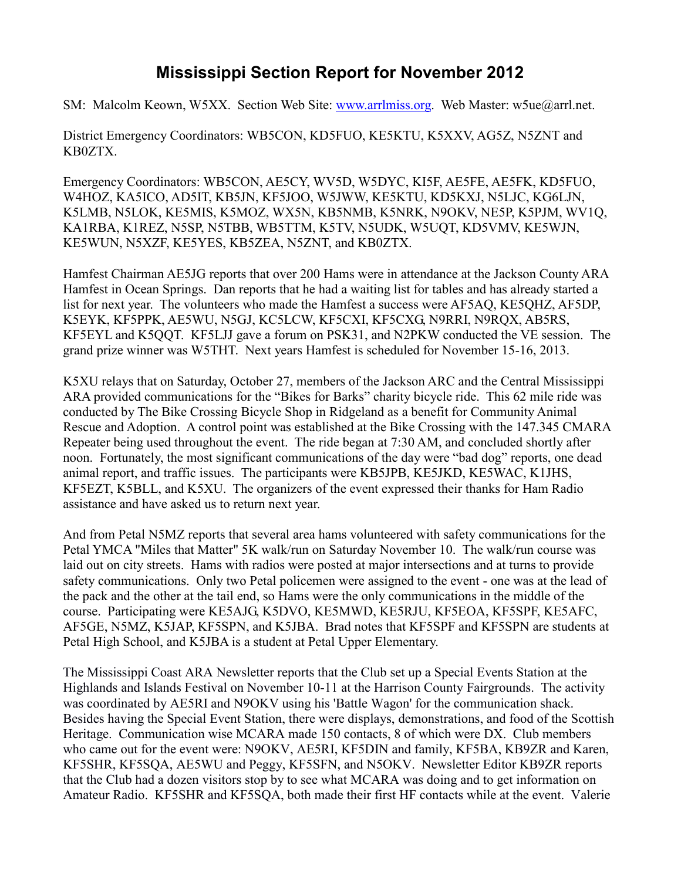# Mississippi Section Report for November 2012

SM: Malcolm Keown, W5XX. Section Web Site: www.arrlmiss.org. Web Master: w5ue@arrl.net.

District Emergency Coordinators: WB5CON, KD5FUO, KE5KTU, K5XXV, AG5Z, N5ZNT and KB0ZTX.

Emergency Coordinators: WB5CON, AE5CY, WV5D, W5DYC, KI5F, AE5FE, AE5FK, KD5FUO, W4HOZ, KA5ICO, AD5IT, KB5JN, KF5JOO, W5JWW, KE5KTU, KD5KXJ, N5LJC, KG6LJN, K5LMB, N5LOK, KE5MIS, K5MOZ, WX5N, KB5NMB, K5NRK, N9OKV, NE5P, K5PJM, WV1Q, KA1RBA, K1REZ, N5SP, N5TBB, WB5TTM, K5TV, N5UDK, W5UQT, KD5VMV, KE5WJN, KE5WUN, N5XZF, KE5YES, KB5ZEA, N5ZNT, and KB0ZTX.

Hamfest Chairman AE5JG reports that over 200 Hams were in attendance at the Jackson County ARA Hamfest in Ocean Springs. Dan reports that he had a waiting list for tables and has already started a list for next year. The volunteers who made the Hamfest a success were AF5AQ, KE5QHZ, AF5DP, K5EYK, KF5PPK, AE5WU, N5GJ, KC5LCW, KF5CXI, KF5CXG, N9RRI, N9RQX, AB5RS, KF5EYL and K5QQT. KF5LJJ gave a forum on PSK31, and N2PKW conducted the VE session. The grand prize winner was W5THT. Next years Hamfest is scheduled for November 15-16, 2013.

K5XU relays that on Saturday, October 27, members of the Jackson ARC and the Central Mississippi ARA provided communications for the "Bikes for Barks" charity bicycle ride. This 62 mile ride was conducted by The Bike Crossing Bicycle Shop in Ridgeland as a benefit for Community Animal Rescue and Adoption. A control point was established at the Bike Crossing with the 147.345 CMARA Repeater being used throughout the event. The ride began at 7:30 AM, and concluded shortly after noon. Fortunately, the most significant communications of the day were "bad dog" reports, one dead animal report, and traffic issues. The participants were KB5JPB, KE5JKD, KE5WAC, K1JHS, KF5EZT, K5BLL, and K5XU. The organizers of the event expressed their thanks for Ham Radio assistance and have asked us to return next year.

And from Petal N5MZ reports that several area hams volunteered with safety communications for the Petal YMCA "Miles that Matter" 5K walk/run on Saturday November 10. The walk/run course was laid out on city streets. Hams with radios were posted at major intersections and at turns to provide safety communications. Only two Petal policemen were assigned to the event - one was at the lead of the pack and the other at the tail end, so Hams were the only communications in the middle of the course. Participating were KE5AJG, K5DVO, KE5MWD, KE5RJU, KF5EOA, KF5SPF, KE5AFC, AF5GE, N5MZ, K5JAP, KF5SPN, and K5JBA. Brad notes that KF5SPF and KF5SPN are students at Petal High School, and K5JBA is a student at Petal Upper Elementary.

The Mississippi Coast ARA Newsletter reports that the Club set up a Special Events Station at the Highlands and Islands Festival on November 10-11 at the Harrison County Fairgrounds. The activity was coordinated by AE5RI and N9OKV using his 'Battle Wagon' for the communication shack. Besides having the Special Event Station, there were displays, demonstrations, and food of the Scottish Heritage. Communication wise MCARA made 150 contacts, 8 of which were DX. Club members who came out for the event were: N9OKV, AE5RI, KF5DIN and family, KF5BA, KB9ZR and Karen, KF5SHR, KF5SQA, AE5WU and Peggy, KF5SFN, and N5OKV. Newsletter Editor KB9ZR reports that the Club had a dozen visitors stop by to see what MCARA was doing and to get information on Amateur Radio. KF5SHR and KF5SQA, both made their first HF contacts while at the event. Valerie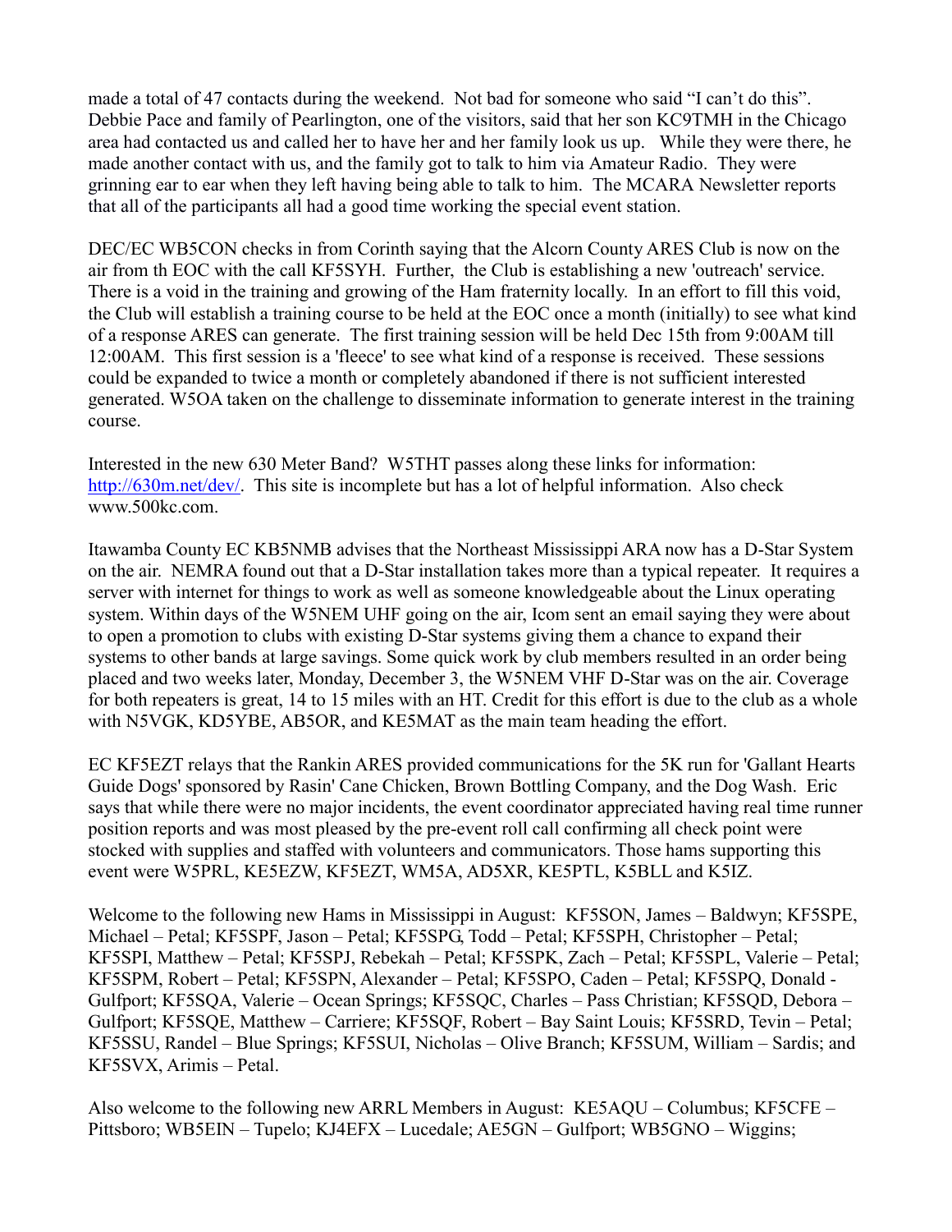made a total of 47 contacts during the weekend. Not bad for someone who said "I can't do this". Debbie Pace and family of Pearlington, one of the visitors, said that her son KC9TMH in the Chicago area had contacted us and called her to have her and her family look us up. While they were there, he made another contact with us, and the family got to talk to him via Amateur Radio. They were grinning ear to ear when they left having being able to talk to him. The MCARA Newsletter reports that all of the participants all had a good time working the special event station.

DEC/EC WB5CON checks in from Corinth saying that the Alcorn County ARES Club is now on the air from th EOC with the call KF5SYH. Further, the Club is establishing a new 'outreach' service. There is a void in the training and growing of the Ham fraternity locally. In an effort to fill this void, the Club will establish a training course to be held at the EOC once a month (initially) to see what kind of a response ARES can generate. The first training session will be held Dec 15th from 9:00AM till 12:00AM. This first session is a 'fleece' to see what kind of a response is received. These sessions could be expanded to twice a month or completely abandoned if there is not sufficient interested generated. W5OA taken on the challenge to disseminate information to generate interest in the training course.

Interested in the new 630 Meter Band? W5THT passes along these links for information: http://630m.net/dev/. This site is incomplete but has a lot of helpful information. Also check www.500kc.com.

Itawamba County EC KB5NMB advises that the Northeast Mississippi ARA now has a D-Star System on the air. NEMRA found out that a D-Star installation takes more than a typical repeater. It requires a server with internet for things to work as well as someone knowledgeable about the Linux operating system. Within days of the W5NEM UHF going on the air, Icom sent an email saying they were about to open a promotion to clubs with existing D-Star systems giving them a chance to expand their systems to other bands at large savings. Some quick work by club members resulted in an order being placed and two weeks later, Monday, December 3, the W5NEM VHF D-Star was on the air. Coverage for both repeaters is great, 14 to 15 miles with an HT. Credit for this effort is due to the club as a whole with N5VGK, KD5YBE, AB5OR, and KE5MAT as the main team heading the effort.

EC KF5EZT relays that the Rankin ARES provided communications for the 5K run for 'Gallant Hearts Guide Dogs' sponsored by Rasin' Cane Chicken, Brown Bottling Company, and the Dog Wash. Eric says that while there were no major incidents, the event coordinator appreciated having real time runner position reports and was most pleased by the pre-event roll call confirming all check point were stocked with supplies and staffed with volunteers and communicators. Those hams supporting this event were W5PRL, KE5EZW, KF5EZT, WM5A, AD5XR, KE5PTL, K5BLL and K5IZ.

Welcome to the following new Hams in Mississippi in August: KF5SON, James – Baldwyn; KF5SPE, Michael – Petal; KF5SPF, Jason – Petal; KF5SPG, Todd – Petal; KF5SPH, Christopher – Petal; KF5SPI, Matthew – Petal; KF5SPJ, Rebekah – Petal; KF5SPK, Zach – Petal; KF5SPL, Valerie – Petal; KF5SPM, Robert – Petal; KF5SPN, Alexander – Petal; KF5SPO, Caden – Petal; KF5SPQ, Donald - Gulfport; KF5SQA, Valerie – Ocean Springs; KF5SQC, Charles – Pass Christian; KF5SQD, Debora – Gulfport; KF5SQE, Matthew – Carriere; KF5SQF, Robert – Bay Saint Louis; KF5SRD, Tevin – Petal; KF5SSU, Randel – Blue Springs; KF5SUI, Nicholas – Olive Branch; KF5SUM, William – Sardis; and KF5SVX, Arimis – Petal.

Also welcome to the following new ARRL Members in August: KE5AQU – Columbus; KF5CFE – Pittsboro; WB5EIN – Tupelo; KJ4EFX – Lucedale; AE5GN – Gulfport; WB5GNO – Wiggins;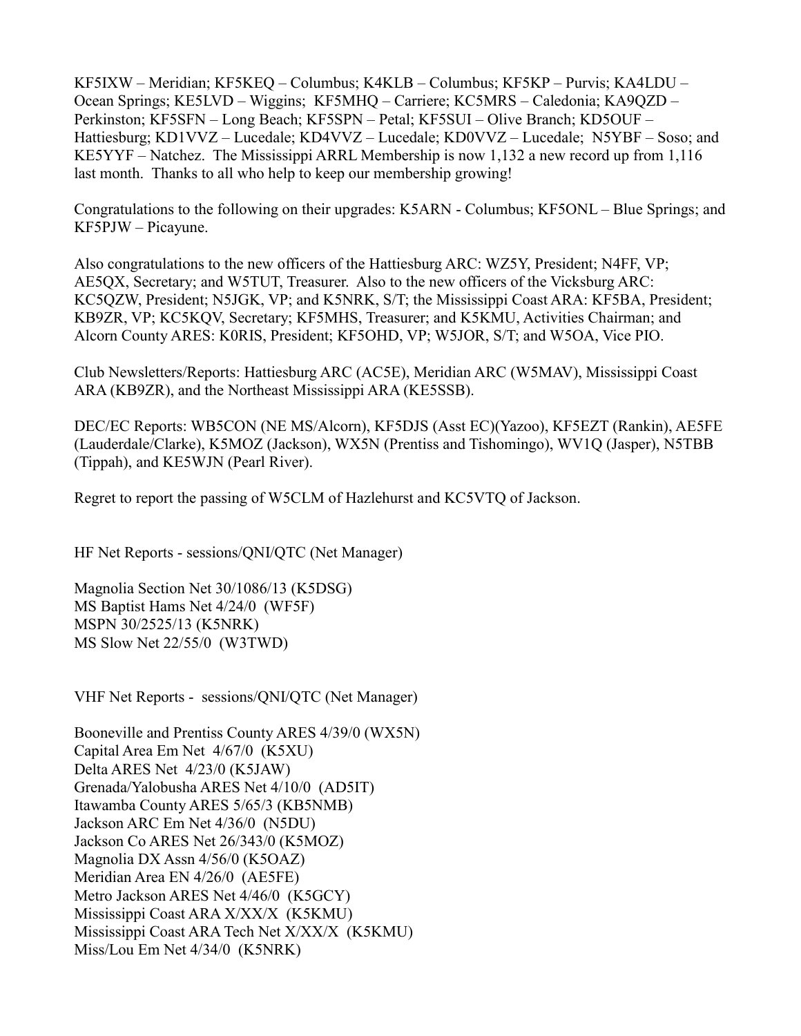KF5IXW – Meridian; KF5KEQ – Columbus; K4KLB – Columbus; KF5KP – Purvis; KA4LDU – Ocean Springs; KE5LVD – Wiggins; KF5MHQ – Carriere; KC5MRS – Caledonia; KA9QZD – Perkinston; KF5SFN – Long Beach; KF5SPN – Petal; KF5SUI – Olive Branch; KD5OUF – Hattiesburg; KD1VVZ – Lucedale; KD4VVZ – Lucedale; KD0VVZ – Lucedale; N5YBF – Soso; and KE5YYF – Natchez. The Mississippi ARRL Membership is now 1,132 a new record up from 1,116 last month. Thanks to all who help to keep our membership growing!

Congratulations to the following on their upgrades: K5ARN - Columbus; KF5ONL – Blue Springs; and KF5PJW – Picayune.

Also congratulations to the new officers of the Hattiesburg ARC: WZ5Y, President; N4FF, VP; AE5QX, Secretary; and W5TUT, Treasurer. Also to the new officers of the Vicksburg ARC: KC5QZW, President; N5JGK, VP; and K5NRK, S/T; the Mississippi Coast ARA: KF5BA, President; KB9ZR, VP; KC5KQV, Secretary; KF5MHS, Treasurer; and K5KMU, Activities Chairman; and Alcorn County ARES: K0RIS, President; KF5OHD, VP; W5JOR, S/T; and W5OA, Vice PIO.

Club Newsletters/Reports: Hattiesburg ARC (AC5E), Meridian ARC (W5MAV), Mississippi Coast ARA (KB9ZR), and the Northeast Mississippi ARA (KE5SSB).

DEC/EC Reports: WB5CON (NE MS/Alcorn), KF5DJS (Asst EC)(Yazoo), KF5EZT (Rankin), AE5FE (Lauderdale/Clarke), K5MOZ (Jackson), WX5N (Prentiss and Tishomingo), WV1Q (Jasper), N5TBB (Tippah), and KE5WJN (Pearl River).

Regret to report the passing of W5CLM of Hazlehurst and KC5VTQ of Jackson.

HF Net Reports - sessions/QNI/QTC (Net Manager)

Magnolia Section Net 30/1086/13 (K5DSG)
MS Baptist Hams Net 4/24/0 (WF5F)
MSPN 30/2525/13 (K5NRK)
MS Slow Net 22/55/0 (W3TWD)

VHF Net Reports - sessions/QNI/QTC (Net Manager)

Booneville and Prentiss County ARES 4/39/0 (WX5N)
Capital Area Em Net 4/67/0 (K5XU)
Delta ARES Net 4/23/0 (K5JAW)
Grenada/Yalobusha ARES Net 4/10/0 (AD5IT)
Itawamba County ARES 5/65/3 (KB5NMB)
Jackson ARC Em Net 4/36/0 (N5DU)
Jackson Co ARES Net 26/343/0 (K5MOZ)
Magnolia DX Assn 4/56/0 (K5OAZ)
Meridian Area EN 4/26/0 (AE5FE)
Metro Jackson ARES Net 4/46/0 (K5GCY)
Mississippi Coast ARA X/XX/X (K5KMU)
Mississippi Coast ARA Tech Net X/XX/X (K5KMU)
Miss/Lou Em Net 4/34/0 (K5NRK)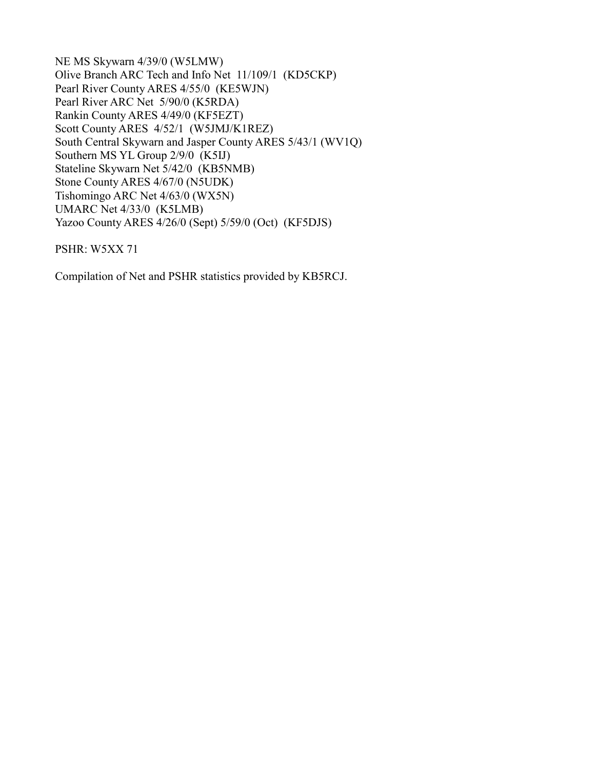NE MS Skywarn 4/39/0 (W5LMW)
Olive Branch ARC Tech and Info Net 11/109/1 (KD5CKP)
Pearl River County ARES 4/55/0 (KE5WJN)
Pearl River ARC Net 5/90/0 (K5RDA)
Rankin County ARES 4/49/0 (KF5EZT)
Scott County ARES 4/52/1 (W5JMJ/K1REZ)
South Central Skywarn and Jasper County ARES 5/43/1 (WV1Q)
Southern MS YL Group 2/9/0 (K5IJ)
Stateline Skywarn Net 5/42/0 (KB5NMB)
Stone County ARES 4/67/0 (N5UDK)
Tishomingo ARC Net 4/63/0 (WX5N)
UMARC Net 4/33/0 (K5LMB)
Yazoo County ARES 4/26/0 (Sept) 5/59/0 (Oct) (KF5DJS)

PSHR: W5XX 71

Compilation of Net and PSHR statistics provided by KB5RCJ.